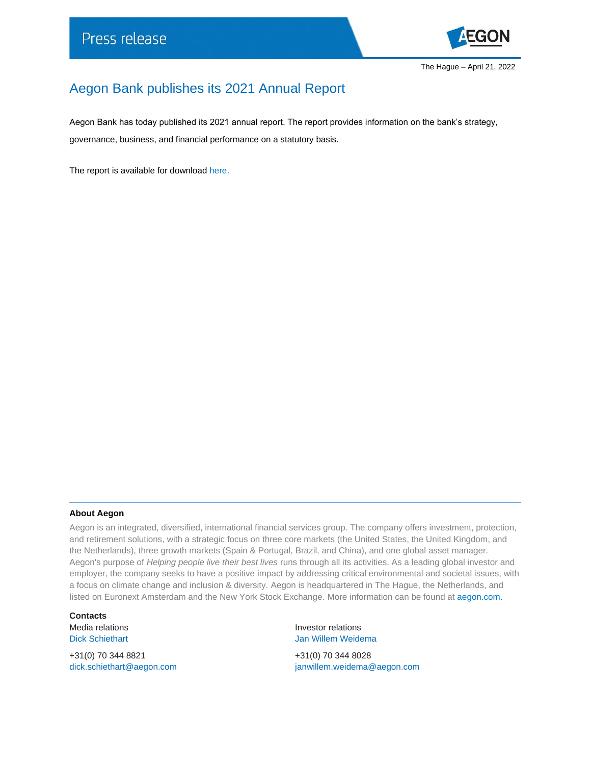Press release

The Hague – April 21, 2022

# Aegon Bank publishes its 2021 Annual Report

Aegon Bank has today published its 2021 annual report. The report provides information on the bank's strategy, governance, business, and financial performance on a statutory basis.

The report is available for download here.

**About Aegon**

Aegon is an integrated, diversified, international financial services group. The company offers investment, protection, and retirement solutions, with a strategic focus on three core markets (the United States, the United Kingdom, and the Netherlands), three growth markets (Spain & Portugal, Brazil, and China), and one global asset manager. Aegon's purpose of *Helping people live their best lives* runs through all its activities. As a leading global investor and employer, the company seeks to have a positive impact by addressing critical environmental and societal issues, with a focus on climate change and inclusion & diversity. Aegon is headquartered in The Hague, the Netherlands, and listed on Euronext Amsterdam and the New York Stock Exchange. More information can be found at aegon.com.

**Contacts**

Media relations
Dick Schiethart

+31(0) 70 344 8821
dick.schiethart@aegon.com

Investor relations
Jan Willem Weidema

+31(0) 70 344 8028
janwillem.weidema@aegon.com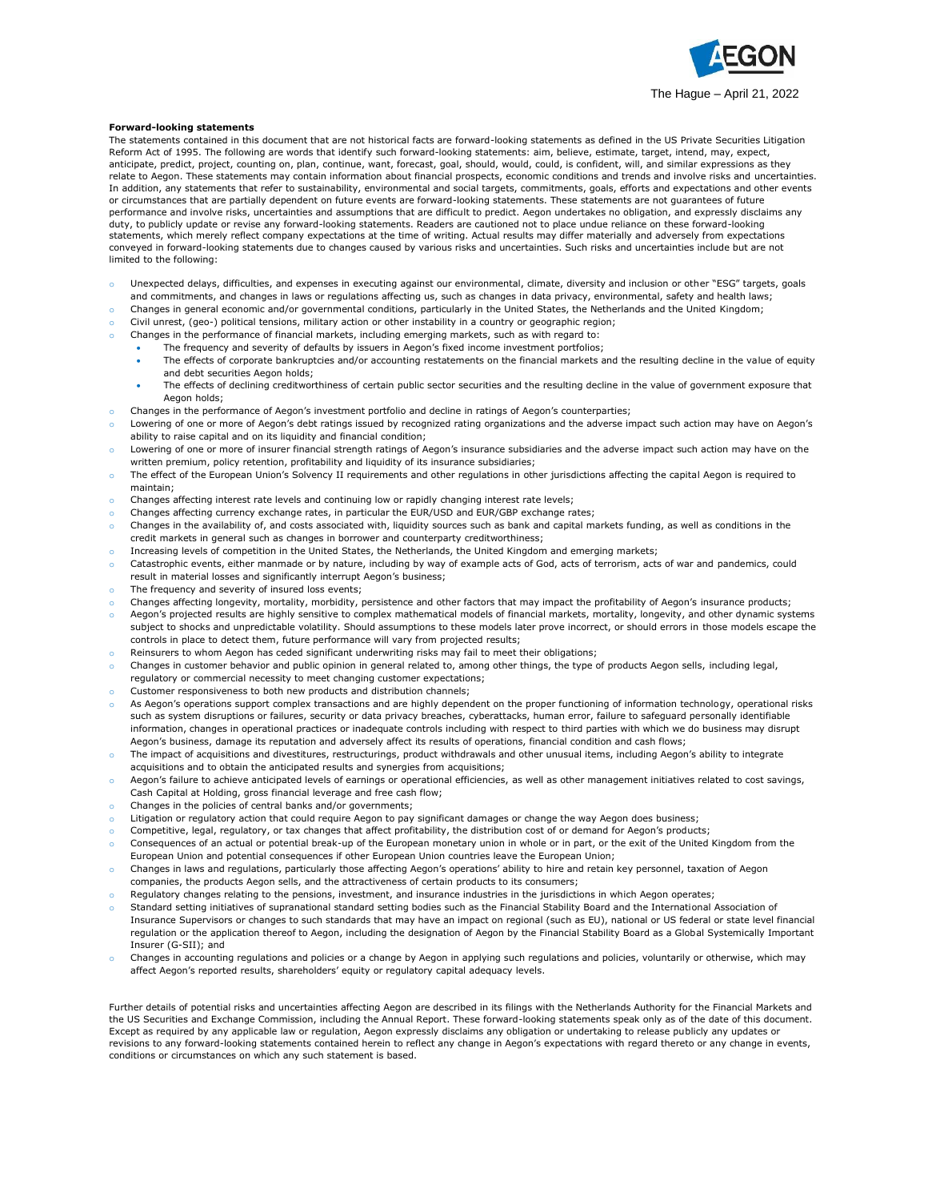The Hague – April 21, 2022

**Forward-looking statements**

The statements contained in this document that are not historical facts are forward-looking statements as defined in the US Private Securities Litigation Reform Act of 1995. The following are words that identify such forward-looking statements: aim, believe, estimate, target, intend, may, expect, anticipate, predict, project, counting on, plan, continue, want, forecast, goal, should, would, could, is confident, will, and similar expressions as they relate to Aegon. These statements may contain information about financial prospects, economic conditions and trends and involve risks and uncertainties. In addition, any statements that refer to sustainability, environmental and social targets, commitments, goals, efforts and expectations and other events or circumstances that are partially dependent on future events are forward-looking statements. These statements are not guarantees of future performance and involve risks, uncertainties and assumptions that are difficult to predict. Aegon undertakes no obligation, and expressly disclaims any duty, to publicly update or revise any forward-looking statements. Readers are cautioned not to place undue reliance on these forward-looking statements, which merely reflect company expectations at the time of writing. Actual results may differ materially and adversely from expectations conveyed in forward-looking statements due to changes caused by various risks and uncertainties. Such risks and uncertainties include but are not limited to the following:

- Unexpected delays, difficulties, and expenses in executing against our environmental, climate, diversity and inclusion or other "ESG" targets, goals and commitments, and changes in laws or regulations affecting us, such as changes in data privacy, environmental, safety and health laws;
- Changes in general economic and/or governmental conditions, particularly in the United States, the Netherlands and the United Kingdom;
- Civil unrest, (geo-) political tensions, military action or other instability in a country or geographic region;
- Changes in the performance of financial markets, including emerging markets, such as with regard to:
  - The frequency and severity of defaults by issuers in Aegon's fixed income investment portfolios;
  - The effects of corporate bankruptcies and/or accounting restatements on the financial markets and the resulting decline in the value of equity and debt securities Aegon holds;
  - The effects of declining creditworthiness of certain public sector securities and the resulting decline in the value of government exposure that Aegon holds;
- Changes in the performance of Aegon's investment portfolio and decline in ratings of Aegon's counterparties;
- Lowering of one or more of Aegon's debt ratings issued by recognized rating organizations and the adverse impact such action may have on Aegon's ability to raise capital and on its liquidity and financial condition;
- Lowering of one or more of insurer financial strength ratings of Aegon's insurance subsidiaries and the adverse impact such action may have on the written premium, policy retention, profitability and liquidity of its insurance subsidiaries;
- The effect of the European Union's Solvency II requirements and other regulations in other jurisdictions affecting the capital Aegon is required to maintain;
- Changes affecting interest rate levels and continuing low or rapidly changing interest rate levels;
- Changes affecting currency exchange rates, in particular the EUR/USD and EUR/GBP exchange rates;
- Changes in the availability of, and costs associated with, liquidity sources such as bank and capital markets funding, as well as conditions in the credit markets in general such as changes in borrower and counterparty creditworthiness;
- Increasing levels of competition in the United States, the Netherlands, the United Kingdom and emerging markets;
- Catastrophic events, either manmade or by nature, including by way of example acts of God, acts of terrorism, acts of war and pandemics, could result in material losses and significantly interrupt Aegon's business;
- The frequency and severity of insured loss events;
- Changes affecting longevity, mortality, morbidity, persistence and other factors that may impact the profitability of Aegon's insurance products;
- Aegon's projected results are highly sensitive to complex mathematical models of financial markets, mortality, longevity, and other dynamic systems subject to shocks and unpredictable volatility. Should assumptions to these models later prove incorrect, or should errors in those models escape the controls in place to detect them, future performance will vary from projected results;
- Reinsurers to whom Aegon has ceded significant underwriting risks may fail to meet their obligations;
- Changes in customer behavior and public opinion in general related to, among other things, the type of products Aegon sells, including legal, regulatory or commercial necessity to meet changing customer expectations;
- Customer responsiveness to both new products and distribution channels;
- As Aegon's operations support complex transactions and are highly dependent on the proper functioning of information technology, operational risks such as system disruptions or failures, security or data privacy breaches, cyberattacks, human error, failure to safeguard personally identifiable information, changes in operational practices or inadequate controls including with respect to third parties with which we do business may disrupt Aegon's business, damage its reputation and adversely affect its results of operations, financial condition and cash flows;
- The impact of acquisitions and divestitures, restructurings, product withdrawals and other unusual items, including Aegon's ability to integrate acquisitions and to obtain the anticipated results and synergies from acquisitions;
- Aegon's failure to achieve anticipated levels of earnings or operational efficiencies, as well as other management initiatives related to cost savings, Cash Capital at Holding, gross financial leverage and free cash flow;
- Changes in the policies of central banks and/or governments;
- Litigation or regulatory action that could require Aegon to pay significant damages or change the way Aegon does business;
- Competitive, legal, regulatory, or tax changes that affect profitability, the distribution cost of or demand for Aegon's products;
- Consequences of an actual or potential break-up of the European monetary union in whole or in part, or the exit of the United Kingdom from the European Union and potential consequences if other European Union countries leave the European Union;
- Changes in laws and regulations, particularly those affecting Aegon's operations' ability to hire and retain key personnel, taxation of Aegon companies, the products Aegon sells, and the attractiveness of certain products to its consumers;
- Regulatory changes relating to the pensions, investment, and insurance industries in the jurisdictions in which Aegon operates;
- Standard setting initiatives of supranational standard setting bodies such as the Financial Stability Board and the International Association of Insurance Supervisors or changes to such standards that may have an impact on regional (such as EU), national or US federal or state level financial regulation or the application thereof to Aegon, including the designation of Aegon by the Financial Stability Board as a Global Systemically Important Insurer (G-SII); and
- Changes in accounting regulations and policies or a change by Aegon in applying such regulations and policies, voluntarily or otherwise, which may affect Aegon's reported results, shareholders' equity or regulatory capital adequacy levels.

Further details of potential risks and uncertainties affecting Aegon are described in its filings with the Netherlands Authority for the Financial Markets and the US Securities and Exchange Commission, including the Annual Report. These forward-looking statements speak only as of the date of this document. Except as required by any applicable law or regulation, Aegon expressly disclaims any obligation or undertaking to release publicly any updates or revisions to any forward-looking statements contained herein to reflect any change in Aegon's expectations with regard thereto or any change in events, conditions or circumstances on which any such statement is based.